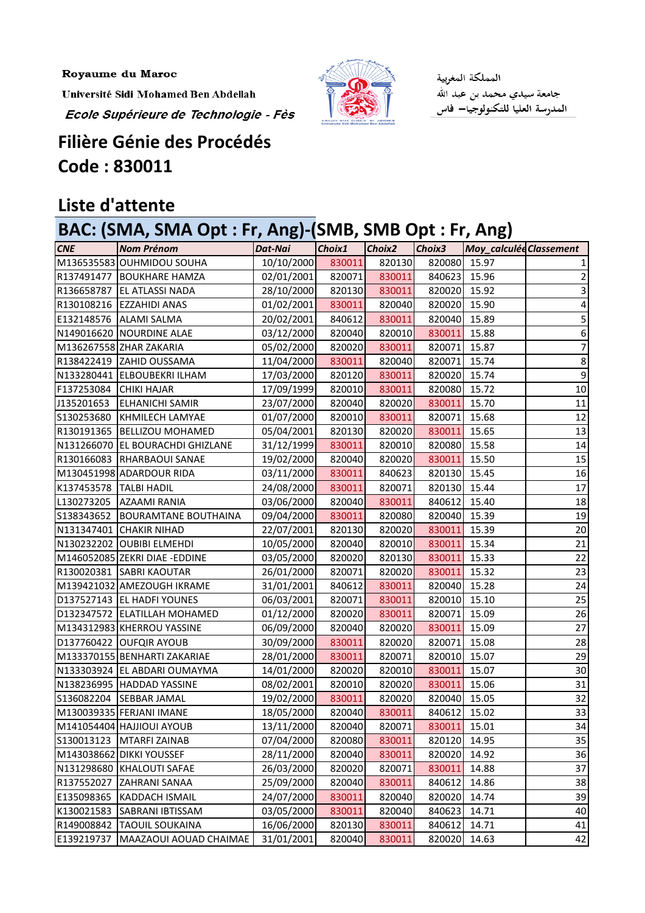Royaume du Maroc

Université Sidi Mohamed Ben Abdellah

*Ecole Supérieure de Technologie - Fès*

المملكة المغربية

جامعة سيدي محمد بن عبد الله

المدرسة العليا للتكنولوجيا– فاس

# Filière Génie des Procédés

# Code : 830011

## Liste d'attente

## BAC: (SMA, SMA Opt : Fr, Ang)-(SMB, SMB Opt : Fr, Ang)

| CNE | Nom Prénom | Dat-Nai | Choix1 | Choix2 | Choix3 | Moy_calculée | Classement |
|---|---|---|---|---|---|---|---|
| M136535583 | OUHMIDOU SOUHA | 10/10/2000 | 830011 | 820130 | 820080 | 15.97 | 1 |
| R137491477 | BOUKHARE HAMZA | 02/01/2001 | 820071 | 830011 | 840623 | 15.96 | 2 |
| R136658787 | EL ATLASSI NADA | 28/10/2000 | 820130 | 830011 | 820020 | 15.92 | 3 |
| R130108216 | EZZAHIDI ANAS | 01/02/2001 | 830011 | 820040 | 820020 | 15.90 | 4 |
| E132148576 | ALAMI SALMA | 20/02/2001 | 840612 | 830011 | 820040 | 15.89 | 5 |
| N149016620 | NOURDINE ALAE | 03/12/2000 | 820040 | 820010 | 830011 | 15.88 | 6 |
| M136267558 | ZHAR ZAKARIA | 05/02/2000 | 820020 | 830011 | 820071 | 15.87 | 7 |
| R138422419 | ZAHID OUSSAMA | 11/04/2000 | 830011 | 820040 | 820071 | 15.74 | 8 |
| N133280441 | ELBOUBEKRI ILHAM | 17/03/2000 | 820120 | 830011 | 820020 | 15.74 | 9 |
| F137253084 | CHIKI HAJAR | 17/09/1999 | 820010 | 830011 | 820080 | 15.72 | 10 |
| J135201653 | ELHANICHI SAMIR | 23/07/2000 | 820040 | 820020 | 830011 | 15.70 | 11 |
| S130253680 | KHMILECH LAMYAE | 01/07/2000 | 820010 | 830011 | 820071 | 15.68 | 12 |
| R130191365 | BELLIZOU MOHAMED | 05/04/2001 | 820130 | 820020 | 830011 | 15.65 | 13 |
| N131266070 | EL BOURACHDI GHIZLANE | 31/12/1999 | 830011 | 820010 | 820080 | 15.58 | 14 |
| R130166083 | RHARBAOUI SANAE | 19/02/2000 | 820040 | 820020 | 830011 | 15.50 | 15 |
| M130451998 | ADARDOUR RIDA | 03/11/2000 | 830011 | 840623 | 820130 | 15.45 | 16 |
| K137453578 | TALBI HADIL | 24/08/2000 | 830011 | 820071 | 820130 | 15.44 | 17 |
| L130273205 | AZAAMI RANIA | 03/06/2000 | 820040 | 830011 | 840612 | 15.40 | 18 |
| S138343652 | BOURAMTANE BOUTHAINA | 09/04/2000 | 830011 | 820080 | 820040 | 15.39 | 19 |
| N131347401 | CHAKIR NIHAD | 22/07/2001 | 820130 | 820020 | 830011 | 15.39 | 20 |
| N130232202 | OUBIBI ELMEHDI | 10/05/2000 | 820040 | 820010 | 830011 | 15.34 | 21 |
| M146052085 | ZEKRI DIAE -EDDINE | 03/05/2000 | 820020 | 820130 | 830011 | 15.33 | 22 |
| R130020381 | SABRI KAOUTAR | 26/01/2000 | 820071 | 820020 | 830011 | 15.32 | 23 |
| M139421032 | AMEZOUGH IKRAME | 31/01/2001 | 840612 | 830011 | 820040 | 15.28 | 24 |
| D137527143 | EL HADFI YOUNES | 06/03/2001 | 820071 | 830011 | 820010 | 15.10 | 25 |
| D132347572 | ELATILLAH MOHAMED | 01/12/2000 | 820020 | 830011 | 820071 | 15.09 | 26 |
| M134312983 | KHERROU YASSINE | 06/09/2000 | 820040 | 820020 | 830011 | 15.09 | 27 |
| D137760422 | OUFQIR AYOUB | 30/09/2000 | 830011 | 820020 | 820071 | 15.08 | 28 |
| M133370155 | BENHARTI ZAKARIAE | 28/01/2000 | 830011 | 820071 | 820010 | 15.07 | 29 |
| N133303924 | EL ABDARI OUMAYMA | 14/01/2000 | 820020 | 820010 | 830011 | 15.07 | 30 |
| N138236995 | HADDAD YASSINE | 08/02/2001 | 820010 | 820020 | 830011 | 15.06 | 31 |
| S136082204 | SEBBAR JAMAL | 19/02/2000 | 830011 | 820020 | 820040 | 15.05 | 32 |
| M130039335 | FERJANI IMANE | 18/05/2000 | 820040 | 830011 | 840612 | 15.02 | 33 |
| M141054404 | HAJJIOUI AYOUB | 13/11/2000 | 820040 | 820071 | 830011 | 15.01 | 34 |
| S130013123 | MTARFI ZAINAB | 07/04/2000 | 820080 | 830011 | 820120 | 14.95 | 35 |
| M143038662 | DIKKI YOUSSEF | 28/11/2000 | 820040 | 830011 | 820020 | 14.92 | 36 |
| N131298680 | KHALOUTI SAFAE | 26/03/2000 | 820020 | 820071 | 830011 | 14.88 | 37 |
| R137552027 | ZAHRANI SANAA | 25/09/2000 | 820040 | 830011 | 840612 | 14.86 | 38 |
| E135098365 | KADDACH ISMAIL | 24/07/2000 | 830011 | 820040 | 820020 | 14.74 | 39 |
| K130021583 | SABRANI IBTISSAM | 03/05/2000 | 830011 | 820040 | 840623 | 14.71 | 40 |
| R149008842 | TAOUIL SOUKAINA | 16/06/2000 | 820130 | 830011 | 840612 | 14.71 | 41 |
| E139219737 | MAAZAOUI AOUAD CHAIMAE | 31/01/2001 | 820040 | 830011 | 820020 | 14.63 | 42 |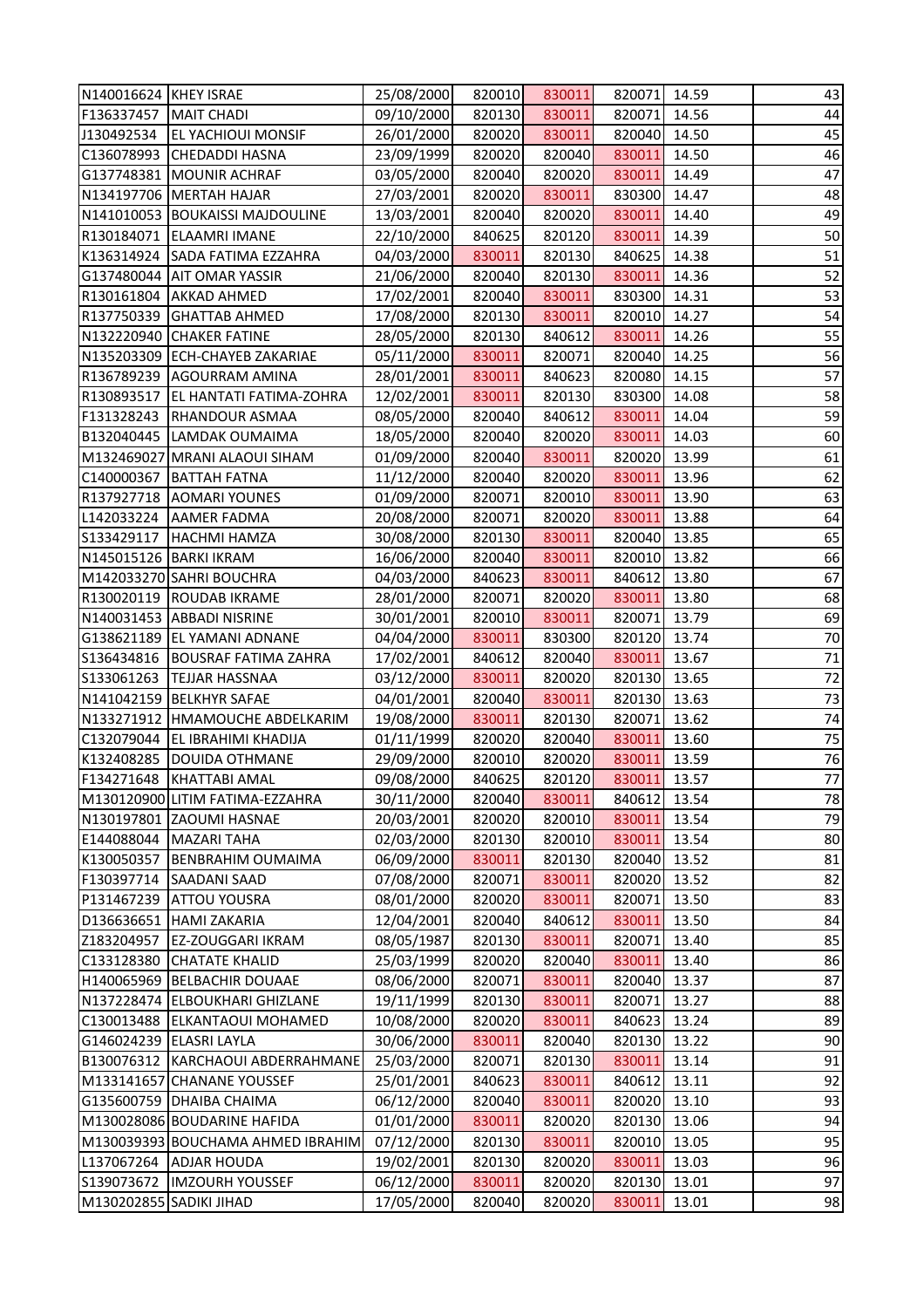| | | | | | | | |
|---|---|---|---|---|---|---|---|
| N140016624 | KHEY ISRAE | 25/08/2000 | 820010 | 830011 | 820071 | 14.59 | 43 |
| F136337457 | MAIT CHADI | 09/10/2000 | 820130 | 830011 | 820071 | 14.56 | 44 |
| J130492534 | EL YACHIOUI MONSIF | 26/01/2000 | 820020 | 830011 | 820040 | 14.50 | 45 |
| C136078993 | CHEDADDI HASNA | 23/09/1999 | 820020 | 820040 | 830011 | 14.50 | 46 |
| G137748381 | MOUNIR ACHRAF | 03/05/2000 | 820040 | 820020 | 830011 | 14.49 | 47 |
| N134197706 | MERTAH HAJAR | 27/03/2001 | 820020 | 830011 | 830300 | 14.47 | 48 |
| N141010053 | BOUKAISSI MAJDOULINE | 13/03/2001 | 820040 | 820020 | 830011 | 14.40 | 49 |
| R130184071 | ELAAMRI IMANE | 22/10/2000 | 840625 | 820120 | 830011 | 14.39 | 50 |
| K136314924 | SADA FATIMA EZZAHRA | 04/03/2000 | 830011 | 820130 | 840625 | 14.38 | 51 |
| G137480044 | AIT OMAR YASSIR | 21/06/2000 | 820040 | 820130 | 830011 | 14.36 | 52 |
| R130161804 | AKKAD AHMED | 17/02/2001 | 820040 | 830011 | 830300 | 14.31 | 53 |
| R137750339 | GHATTAB AHMED | 17/08/2000 | 820130 | 830011 | 820010 | 14.27 | 54 |
| N132220940 | CHAKER FATINE | 28/05/2000 | 820130 | 840612 | 830011 | 14.26 | 55 |
| N135203309 | ECH-CHAYEB ZAKARIAE | 05/11/2000 | 830011 | 820071 | 820040 | 14.25 | 56 |
| R136789239 | AGOURRAM AMINA | 28/01/2001 | 830011 | 840623 | 820080 | 14.15 | 57 |
| R130893517 | EL HANTATI FATIMA-ZOHRA | 12/02/2001 | 830011 | 820130 | 830300 | 14.08 | 58 |
| F131328243 | RHANDOUR ASMAA | 08/05/2000 | 820040 | 840612 | 830011 | 14.04 | 59 |
| B132040445 | LAMDAK OUMAIMA | 18/05/2000 | 820040 | 820020 | 830011 | 14.03 | 60 |
| M132469027 | MRANI ALAOUI SIHAM | 01/09/2000 | 820040 | 830011 | 820020 | 13.99 | 61 |
| C140000367 | BATTAH FATNA | 11/12/2000 | 820040 | 820020 | 830011 | 13.96 | 62 |
| R137927718 | AOMARI YOUNES | 01/09/2000 | 820071 | 820010 | 830011 | 13.90 | 63 |
| L142033224 | AAMER FADMA | 20/08/2000 | 820071 | 820020 | 830011 | 13.88 | 64 |
| S133429117 | HACHMI HAMZA | 30/08/2000 | 820130 | 830011 | 820040 | 13.85 | 65 |
| N145015126 | BARKI IKRAM | 16/06/2000 | 820040 | 830011 | 820010 | 13.82 | 66 |
| M142033270 | SAHRI BOUCHRA | 04/03/2000 | 840623 | 830011 | 840612 | 13.80 | 67 |
| R130020119 | ROUDAB IKRAME | 28/01/2000 | 820071 | 820020 | 830011 | 13.80 | 68 |
| N140031453 | ABBADI NISRINE | 30/01/2001 | 820010 | 830011 | 820071 | 13.79 | 69 |
| G138621189 | EL YAMANI ADNANE | 04/04/2000 | 830011 | 830300 | 820120 | 13.74 | 70 |
| S136434816 | BOUSRAF FATIMA ZAHRA | 17/02/2001 | 840612 | 820040 | 830011 | 13.67 | 71 |
| S133061263 | TEJJAR HASSNAA | 03/12/2000 | 830011 | 820020 | 820130 | 13.65 | 72 |
| N141042159 | BELKHYR SAFAE | 04/01/2001 | 820040 | 830011 | 820130 | 13.63 | 73 |
| N133271912 | HMAMOUCHE ABDELKARIM | 19/08/2000 | 830011 | 820130 | 820071 | 13.62 | 74 |
| C132079044 | EL IBRAHIMI KHADIJA | 01/11/1999 | 820020 | 820040 | 830011 | 13.60 | 75 |
| K132408285 | DOUIDA OTHMANE | 29/09/2000 | 820010 | 820020 | 830011 | 13.59 | 76 |
| F134271648 | KHATTABI AMAL | 09/08/2000 | 840625 | 820120 | 830011 | 13.57 | 77 |
| M130120900 | LITIM FATIMA-EZZAHRA | 30/11/2000 | 820040 | 830011 | 840612 | 13.54 | 78 |
| N130197801 | ZAOUMI HASNAE | 20/03/2001 | 820020 | 820010 | 830011 | 13.54 | 79 |
| E144088044 | MAZARI TAHA | 02/03/2000 | 820130 | 820010 | 830011 | 13.54 | 80 |
| K130050357 | BENBRAHIM OUMAIMA | 06/09/2000 | 830011 | 820130 | 820040 | 13.52 | 81 |
| F130397714 | SAADANI SAAD | 07/08/2000 | 820071 | 830011 | 820020 | 13.52 | 82 |
| P131467239 | ATTOU YOUSRA | 08/01/2000 | 820020 | 830011 | 820071 | 13.50 | 83 |
| D136636651 | HAMI ZAKARIA | 12/04/2001 | 820040 | 840612 | 830011 | 13.50 | 84 |
| Z183204957 | EZ-ZOUGGARI IKRAM | 08/05/1987 | 820130 | 830011 | 820071 | 13.40 | 85 |
| C133128380 | CHATATE KHALID | 25/03/1999 | 820020 | 820040 | 830011 | 13.40 | 86 |
| H140065969 | BELBACHIR DOUAAE | 08/06/2000 | 820071 | 830011 | 820040 | 13.37 | 87 |
| N137228474 | ELBOUKHARI GHIZLANE | 19/11/1999 | 820130 | 830011 | 820071 | 13.27 | 88 |
| C130013488 | ELKANTAOUI MOHAMED | 10/08/2000 | 820020 | 830011 | 840623 | 13.24 | 89 |
| G146024239 | ELASRI LAYLA | 30/06/2000 | 830011 | 820040 | 820130 | 13.22 | 90 |
| B130076312 | KARCHAOUI ABDERRAHMANE | 25/03/2000 | 820071 | 820130 | 830011 | 13.14 | 91 |
| M133141657 | CHANANE YOUSSEF | 25/01/2001 | 840623 | 830011 | 840612 | 13.11 | 92 |
| G135600759 | DHAIBA CHAIMA | 06/12/2000 | 820040 | 830011 | 820020 | 13.10 | 93 |
| M130028086 | BOUDARINE HAFIDA | 01/01/2000 | 830011 | 820020 | 820130 | 13.06 | 94 |
| M130039393 | BOUCHAMA AHMED IBRAHIM | 07/12/2000 | 820130 | 830011 | 820010 | 13.05 | 95 |
| L137067264 | ADJAR HOUDA | 19/02/2001 | 820130 | 820020 | 830011 | 13.03 | 96 |
| S139073672 | IMZOURH YOUSSEF | 06/12/2000 | 830011 | 820020 | 820130 | 13.01 | 97 |
| M130202855 | SADIKI JIHAD | 17/05/2000 | 820040 | 820020 | 830011 | 13.01 | 98 |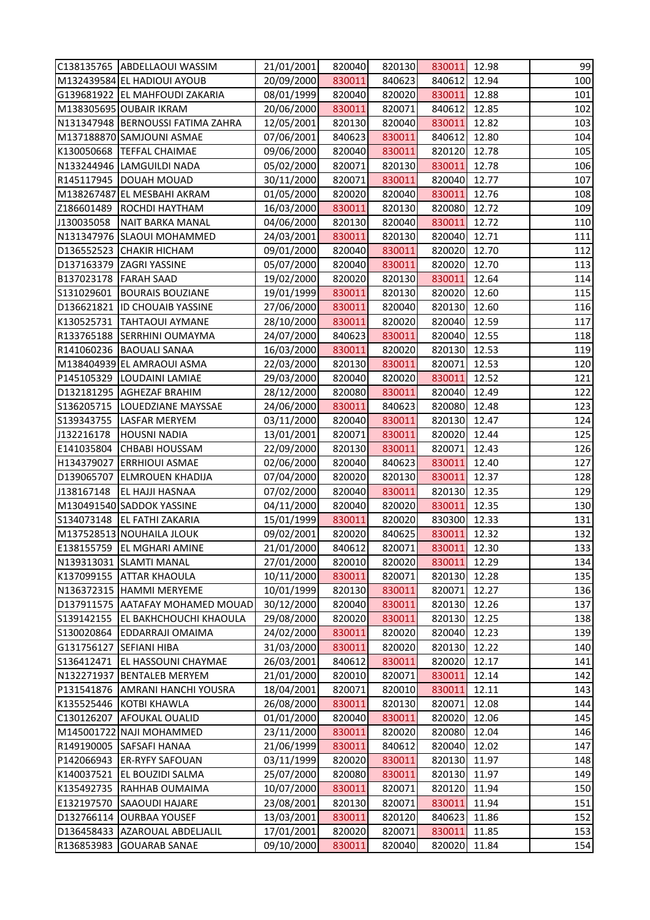| | | | | | | | |
|---|---|---|---|---|---|---|---|
| C138135765 | ABDELLAOUI WASSIM | 21/01/2001 | 820040 | 820130 | 830011 | 12.98 | 99 |
| M132439584 | EL HADIOUI AYOUB | 20/09/2000 | 830011 | 840623 | 840612 | 12.94 | 100 |
| G139681922 | EL MAHFOUDI ZAKARIA | 08/01/1999 | 820040 | 820020 | 830011 | 12.88 | 101 |
| M138305695 | OUBAIR IKRAM | 20/06/2000 | 830011 | 820071 | 840612 | 12.85 | 102 |
| N131347948 | BERNOUSSI FATIMA ZAHRA | 12/05/2001 | 820130 | 820040 | 830011 | 12.82 | 103 |
| M137188870 | SAMJOUNI ASMAE | 07/06/2001 | 840623 | 830011 | 840612 | 12.80 | 104 |
| K130050668 | TEFFAL CHAIMAE | 09/06/2000 | 820040 | 830011 | 820120 | 12.78 | 105 |
| N133244946 | LAMGUILDI NADA | 05/02/2000 | 820071 | 820130 | 830011 | 12.78 | 106 |
| R145117945 | DOUAH MOUAD | 30/11/2000 | 820071 | 830011 | 820040 | 12.77 | 107 |
| M138267487 | EL MESBAHI AKRAM | 01/05/2000 | 820020 | 820040 | 830011 | 12.76 | 108 |
| Z186601489 | ROCHDI HAYTHAM | 16/03/2000 | 830011 | 820130 | 820080 | 12.72 | 109 |
| J130035058 | NAIT BARKA MANAL | 04/06/2000 | 820130 | 820040 | 830011 | 12.72 | 110 |
| N131347976 | SLAOUI MOHAMMED | 24/03/2001 | 830011 | 820130 | 820040 | 12.71 | 111 |
| D136552523 | CHAKIR HICHAM | 09/01/2000 | 820040 | 830011 | 820020 | 12.70 | 112 |
| D137163379 | ZAGRI YASSINE | 05/07/2000 | 820040 | 830011 | 820020 | 12.70 | 113 |
| B137023178 | FARAH SAAD | 19/02/2000 | 820020 | 820130 | 830011 | 12.64 | 114 |
| S131029601 | BOURAIS BOUZIANE | 19/01/1999 | 830011 | 820130 | 820020 | 12.60 | 115 |
| D136621821 | ID CHOUAIB YASSINE | 27/06/2000 | 830011 | 820040 | 820130 | 12.60 | 116 |
| K130525731 | TAHTAOUI AYMANE | 28/10/2000 | 830011 | 820020 | 820040 | 12.59 | 117 |
| R133765188 | SERRHINI OUMAYMA | 24/07/2000 | 840623 | 830011 | 820040 | 12.55 | 118 |
| R141060236 | BAOUALI SANAA | 16/03/2000 | 830011 | 820020 | 820130 | 12.53 | 119 |
| M138404939 | EL AMRAOUI ASMA | 22/03/2000 | 820130 | 830011 | 820071 | 12.53 | 120 |
| P145105329 | LOUDAINI LAMIAE | 29/03/2000 | 820040 | 820020 | 830011 | 12.52 | 121 |
| D132181295 | AGHEZAF BRAHIM | 28/12/2000 | 820080 | 830011 | 820040 | 12.49 | 122 |
| S136205715 | LOUEDZIANE MAYSSAE | 24/06/2000 | 830011 | 840623 | 820080 | 12.48 | 123 |
| S139343755 | LASFAR MERYEM | 03/11/2000 | 820040 | 830011 | 820130 | 12.47 | 124 |
| J132216178 | HOUSNI NADIA | 13/01/2001 | 820071 | 830011 | 820020 | 12.44 | 125 |
| E141035804 | CHBABI HOUSSAM | 22/09/2000 | 820130 | 830011 | 820071 | 12.43 | 126 |
| H134379027 | ERRHIOUI ASMAE | 02/06/2000 | 820040 | 840623 | 830011 | 12.40 | 127 |
| D139065707 | ELMROUEN KHADIJA | 07/04/2000 | 820020 | 820130 | 830011 | 12.37 | 128 |
| J138167148 | EL HAJJI HASNAA | 07/02/2000 | 820040 | 830011 | 820130 | 12.35 | 129 |
| M130491540 | SADDOK YASSINE | 04/11/2000 | 820040 | 820020 | 830011 | 12.35 | 130 |
| S134073148 | EL FATHI ZAKARIA | 15/01/1999 | 830011 | 820020 | 830300 | 12.33 | 131 |
| M137528513 | NOUHAILA JLOUK | 09/02/2001 | 820020 | 840625 | 830011 | 12.32 | 132 |
| E138155759 | EL MGHARI AMINE | 21/01/2000 | 840612 | 820071 | 830011 | 12.30 | 133 |
| N139313031 | SLAMTI MANAL | 27/01/2000 | 820010 | 820020 | 830011 | 12.29 | 134 |
| K137099155 | ATTAR KHAOULA | 10/11/2000 | 830011 | 820071 | 820130 | 12.28 | 135 |
| N136372315 | HAMMI MERYEME | 10/01/1999 | 820130 | 830011 | 820071 | 12.27 | 136 |
| D137911575 | AATAFAY MOHAMED MOUAD | 30/12/2000 | 820040 | 830011 | 820130 | 12.26 | 137 |
| S139142155 | EL BAKHCHOUCHI KHAOULA | 29/08/2000 | 820020 | 830011 | 820130 | 12.25 | 138 |
| S130020864 | EDDARRAJI OMAIMA | 24/02/2000 | 830011 | 820020 | 820040 | 12.23 | 139 |
| G131756127 | SEFIANI HIBA | 31/03/2000 | 830011 | 820020 | 820130 | 12.22 | 140 |
| S136412471 | EL HASSOUNI CHAYMAE | 26/03/2001 | 840612 | 830011 | 820020 | 12.17 | 141 |
| N132271937 | BENTALEB MERYEM | 21/01/2000 | 820010 | 820071 | 830011 | 12.14 | 142 |
| P131541876 | AMRANI HANCHI YOUSRA | 18/04/2001 | 820071 | 820010 | 830011 | 12.11 | 143 |
| K135525446 | KOTBI KHAWLA | 26/08/2000 | 830011 | 820130 | 820071 | 12.08 | 144 |
| C130126207 | AFOUKAL OUALID | 01/01/2000 | 820040 | 830011 | 820020 | 12.06 | 145 |
| M145001722 | NAJI MOHAMMED | 23/11/2000 | 830011 | 820020 | 820080 | 12.04 | 146 |
| R149190005 | SAFSAFI HANAA | 21/06/1999 | 830011 | 840612 | 820040 | 12.02 | 147 |
| P142066943 | ER-RYFY SAFOUAN | 03/11/1999 | 820020 | 830011 | 820130 | 11.97 | 148 |
| K140037521 | EL BOUZIDI SALMA | 25/07/2000 | 820080 | 830011 | 820130 | 11.97 | 149 |
| K135492735 | RAHHAB OUMAIMA | 10/07/2000 | 830011 | 820071 | 820120 | 11.94 | 150 |
| E132197570 | SAAOUDI HAJARE | 23/08/2001 | 820130 | 820071 | 830011 | 11.94 | 151 |
| D132766114 | OURBAA YOUSEF | 13/03/2001 | 830011 | 820120 | 840623 | 11.86 | 152 |
| D136458433 | AZAROUAL ABDELJALIL | 17/01/2001 | 820020 | 820071 | 830011 | 11.85 | 153 |
| R136853983 | GOUARAB SANAE | 09/10/2000 | 830011 | 820040 | 820020 | 11.84 | 154 |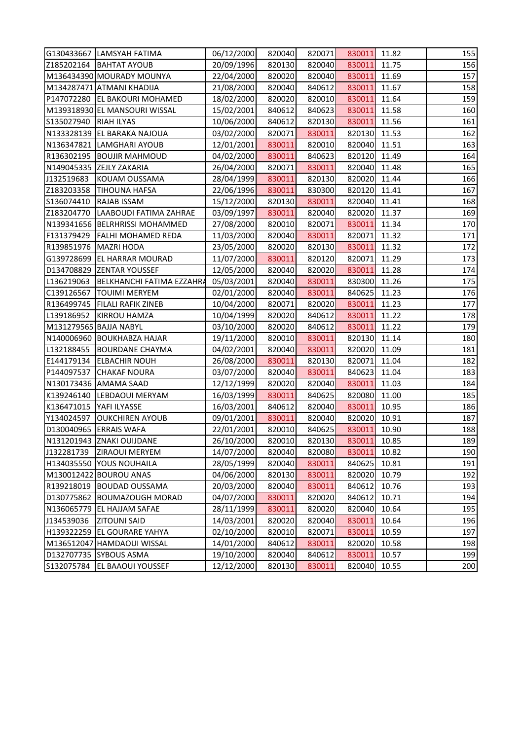| | | | | | | | |
|---|---|---|---|---|---|---|---|
| G130433667 | LAMSYAH FATIMA | 06/12/2000 | 820040 | 820071 | 830011 | 11.82 | 155 |
| Z185202164 | BAHTAT AYOUB | 20/09/1996 | 820130 | 820040 | 830011 | 11.75 | 156 |
| M136434390 | MOURADY MOUNYA | 22/04/2000 | 820020 | 820040 | 830011 | 11.69 | 157 |
| M134287471 | ATMANI KHADIJA | 21/08/2000 | 820040 | 840612 | 830011 | 11.67 | 158 |
| P147072280 | EL BAKOURI MOHAMED | 18/02/2000 | 820020 | 820010 | 830011 | 11.64 | 159 |
| M139318930 | EL MANSOURI WISSAL | 15/02/2001 | 840612 | 840623 | 830011 | 11.58 | 160 |
| S135027940 | RIAH ILYAS | 10/06/2000 | 840612 | 820130 | 830011 | 11.56 | 161 |
| N133328139 | EL BARAKA NAJOUA | 03/02/2000 | 820071 | 830011 | 820130 | 11.53 | 162 |
| N136347821 | LAMGHARI AYOUB | 12/01/2001 | 830011 | 820010 | 820040 | 11.51 | 163 |
| R136302195 | BOUJIR MAHMOUD | 04/02/2000 | 830011 | 840623 | 820120 | 11.49 | 164 |
| N149045335 | ZEJLY ZAKARIA | 26/04/2000 | 820071 | 830011 | 820040 | 11.48 | 165 |
| J132519683 | KOUAM OUSSAMA | 28/04/1999 | 830011 | 820130 | 820020 | 11.44 | 166 |
| Z183203358 | TIHOUNA HAFSA | 22/06/1996 | 830011 | 830300 | 820120 | 11.41 | 167 |
| S136074410 | RAJAB ISSAM | 15/12/2000 | 820130 | 830011 | 820040 | 11.41 | 168 |
| Z183204770 | LAABOUDI FATIMA ZAHRAE | 03/09/1997 | 830011 | 820040 | 820020 | 11.37 | 169 |
| N139341656 | BELRHRISSI MOHAMMED | 27/08/2000 | 820010 | 820071 | 830011 | 11.34 | 170 |
| F131379429 | FALHI MOHAMED REDA | 11/03/2000 | 820040 | 830011 | 820071 | 11.32 | 171 |
| R139851976 | MAZRI HODA | 23/05/2000 | 820020 | 820130 | 830011 | 11.32 | 172 |
| G139728699 | EL HARRAR MOURAD | 11/07/2000 | 830011 | 820120 | 820071 | 11.29 | 173 |
| D134708829 | ZENTAR YOUSSEF | 12/05/2000 | 820040 | 820020 | 830011 | 11.28 | 174 |
| L136219063 | BELKHANCHI FATIMA EZZAHRA | 05/03/2001 | 820040 | 830011 | 830300 | 11.26 | 175 |
| C139126567 | TOUIMI MERYEM | 02/01/2000 | 820040 | 830011 | 840625 | 11.23 | 176 |
| R136499745 | FILALI RAFIK ZINEB | 10/04/2000 | 820071 | 820020 | 830011 | 11.23 | 177 |
| L139186952 | KIRROU HAMZA | 10/04/1999 | 820020 | 840612 | 830011 | 11.22 | 178 |
| M131279565 | BAJJA NABYL | 03/10/2000 | 820020 | 840612 | 830011 | 11.22 | 179 |
| N140006960 | BOUKHABZA HAJAR | 19/11/2000 | 820010 | 830011 | 820130 | 11.14 | 180 |
| L132188455 | BOURDANE CHAYMA | 04/02/2001 | 820040 | 830011 | 820020 | 11.09 | 181 |
| E144179134 | ELBACHIR NOUH | 26/08/2000 | 830011 | 820130 | 820071 | 11.04 | 182 |
| P144097537 | CHAKAF NOURA | 03/07/2000 | 820040 | 830011 | 840623 | 11.04 | 183 |
| N130173436 | AMAMA SAAD | 12/12/1999 | 820020 | 820040 | 830011 | 11.03 | 184 |
| K139246140 | LEBDAOUI MERYAM | 16/03/1999 | 830011 | 840625 | 820080 | 11.00 | 185 |
| K136471015 | YAFI ILYASSE | 16/03/2001 | 840612 | 820040 | 830011 | 10.95 | 186 |
| Y134024597 | OUKCHIREN AYOUB | 09/01/2001 | 830011 | 820040 | 820020 | 10.91 | 187 |
| D130040965 | ERRAIS WAFA | 22/01/2001 | 820010 | 840625 | 830011 | 10.90 | 188 |
| N131201943 | ZNAKI OUIJDANE | 26/10/2000 | 820010 | 820130 | 830011 | 10.85 | 189 |
| J132281739 | ZIRAOUI MERYEM | 14/07/2000 | 820040 | 820080 | 830011 | 10.82 | 190 |
| H134035550 | YOUS NOUHAILA | 28/05/1999 | 820040 | 830011 | 840625 | 10.81 | 191 |
| M130012422 | BOUROU ANAS | 04/06/2000 | 820130 | 830011 | 820020 | 10.79 | 192 |
| R139218019 | BOUDAD OUSSAMA | 20/03/2000 | 820040 | 830011 | 840612 | 10.76 | 193 |
| D130775862 | BOUMAZOUGH MORAD | 04/07/2000 | 830011 | 820020 | 840612 | 10.71 | 194 |
| N136065779 | EL HAJJAM SAFAE | 28/11/1999 | 830011 | 820020 | 820040 | 10.64 | 195 |
| J134539036 | ZITOUNI SAID | 14/03/2001 | 820020 | 820040 | 830011 | 10.64 | 196 |
| H139322259 | EL GOURARE YAHYA | 02/10/2000 | 820010 | 820071 | 830011 | 10.59 | 197 |
| M136512047 | HAMDAOUI WISSAL | 14/01/2000 | 840612 | 830011 | 820020 | 10.58 | 198 |
| D132707735 | SYBOUS ASMA | 19/10/2000 | 820040 | 840612 | 830011 | 10.57 | 199 |
| S132075784 | EL BAAOUI YOUSSEF | 12/12/2000 | 820130 | 830011 | 820040 | 10.55 | 200 |